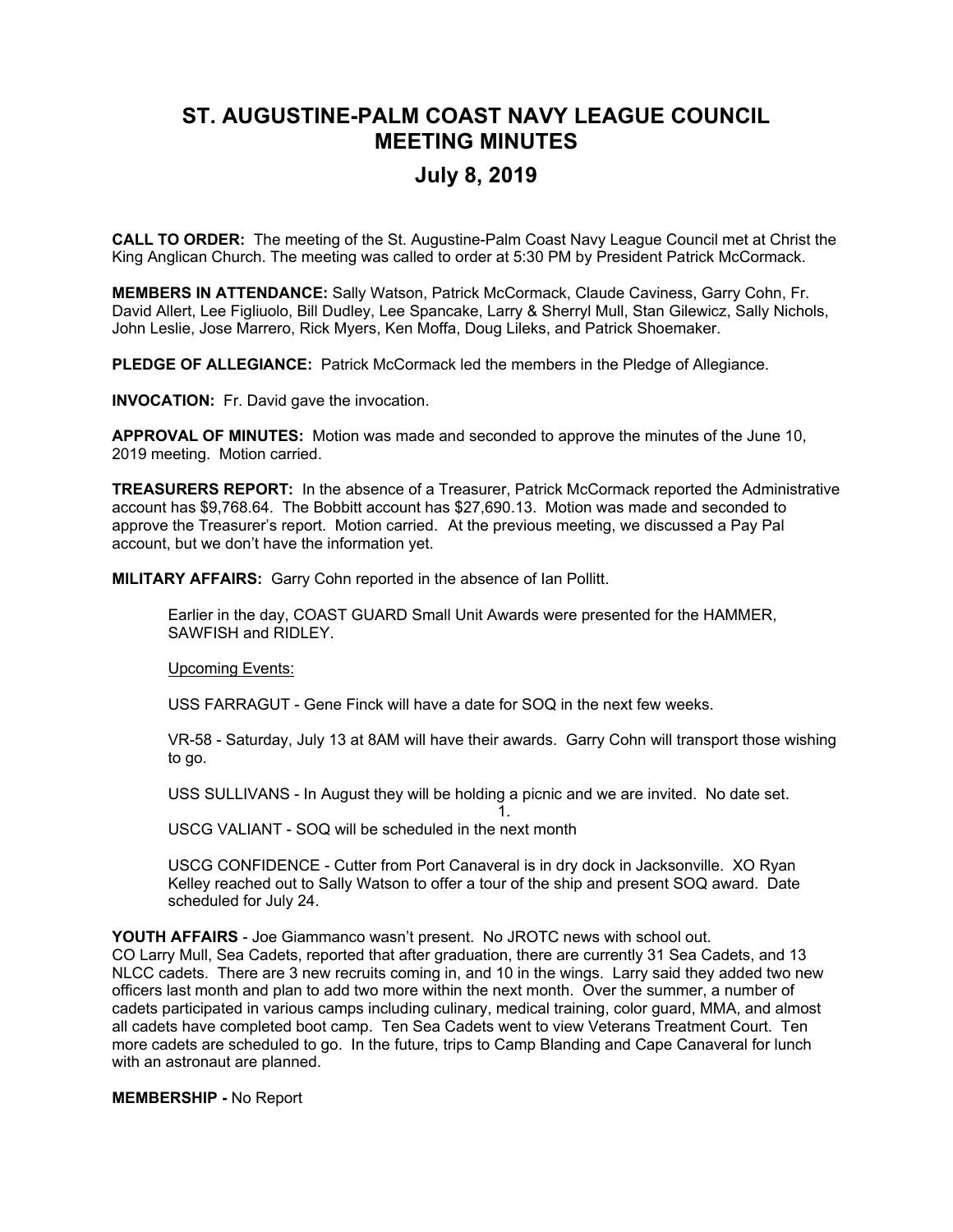# ST. AUGUSTINE-PALM COAST NAVY LEAGUE COUNCIL MEETING MINUTES

## July 8, 2019

**CALL TO ORDER:** The meeting of the St. Augustine-Palm Coast Navy League Council met at Christ the King Anglican Church. The meeting was called to order at 5:30 PM by President Patrick McCormack.

**MEMBERS IN ATTENDANCE:** Sally Watson, Patrick McCormack, Claude Caviness, Garry Cohn, Fr. David Allert, Lee Figliuolo, Bill Dudley, Lee Spancake, Larry & Sherryl Mull, Stan Gilewicz, Sally Nichols, John Leslie, Jose Marrero, Rick Myers, Ken Moffa, Doug Lileks, and Patrick Shoemaker.

**PLEDGE OF ALLEGIANCE:** Patrick McCormack led the members in the Pledge of Allegiance.

**INVOCATION:** Fr. David gave the invocation.

**APPROVAL OF MINUTES:** Motion was made and seconded to approve the minutes of the June 10, 2019 meeting. Motion carried.

**TREASURERS REPORT:** In the absence of a Treasurer, Patrick McCormack reported the Administrative account has $9,768.64. The Bobbitt account has $27,690.13. Motion was made and seconded to approve the Treasurer's report. Motion carried. At the previous meeting, we discussed a Pay Pal account, but we don't have the information yet.

**MILITARY AFFAIRS:** Garry Cohn reported in the absence of Ian Pollitt.

Earlier in the day, COAST GUARD Small Unit Awards were presented for the HAMMER, SAWFISH and RIDLEY.

Upcoming Events:

USS FARRAGUT - Gene Finck will have a date for SOQ in the next few weeks.

VR-58 - Saturday, July 13 at 8AM will have their awards. Garry Cohn will transport those wishing to go.

USS SULLIVANS - In August they will be holding a picnic and we are invited. No date set.

USCG VALIANT - SOQ will be scheduled in the next month

USCG CONFIDENCE - Cutter from Port Canaveral is in dry dock in Jacksonville. XO Ryan Kelley reached out to Sally Watson to offer a tour of the ship and present SOQ award. Date scheduled for July 24.

**YOUTH AFFAIRS** - Joe Giammanco wasn't present. No JROTC news with school out.
CO Larry Mull, Sea Cadets, reported that after graduation, there are currently 31 Sea Cadets, and 13 NLCC cadets. There are 3 new recruits coming in, and 10 in the wings. Larry said they added two new officers last month and plan to add two more within the next month. Over the summer, a number of cadets participated in various camps including culinary, medical training, color guard, MMA, and almost all cadets have completed boot camp. Ten Sea Cadets went to view Veterans Treatment Court. Ten more cadets are scheduled to go. In the future, trips to Camp Blanding and Cape Canaveral for lunch with an astronaut are planned.

**MEMBERSHIP -** No Report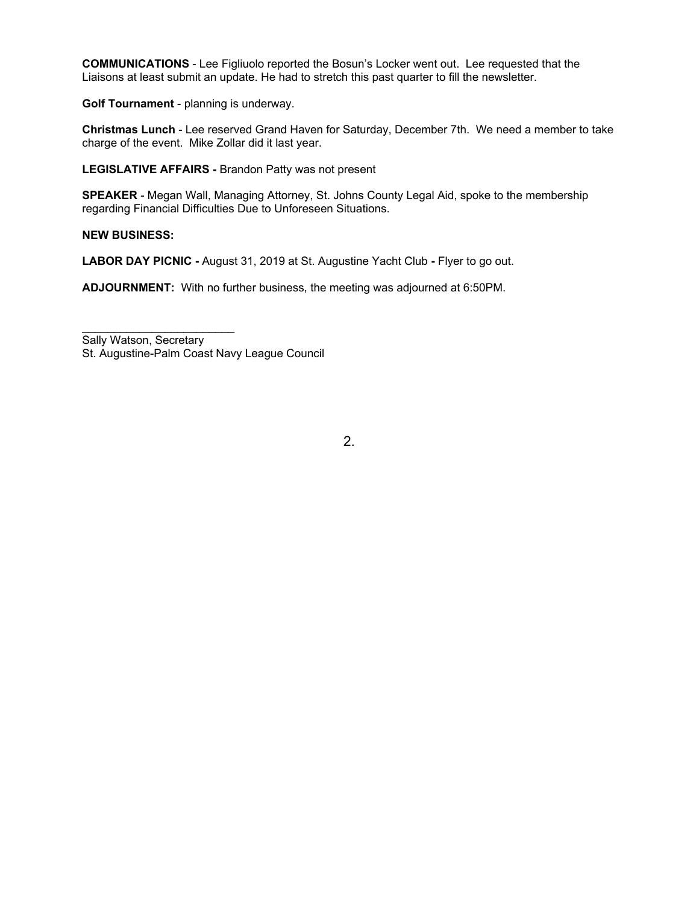**COMMUNICATIONS** - Lee Figliuolo reported the Bosun's Locker went out. Lee requested that the Liaisons at least submit an update. He had to stretch this past quarter to fill the newsletter.

**Golf Tournament** - planning is underway.

**Christmas Lunch** - Lee reserved Grand Haven for Saturday, December 7th. We need a member to take charge of the event. Mike Zollar did it last year.

**LEGISLATIVE AFFAIRS -** Brandon Patty was not present

**SPEAKER** - Megan Wall, Managing Attorney, St. Johns County Legal Aid, spoke to the membership regarding Financial Difficulties Due to Unforeseen Situations.

**NEW BUSINESS:**

**LABOR DAY PICNIC -** August 31, 2019 at St. Augustine Yacht Club **-** Flyer to go out.

**ADJOURNMENT:** With no further business, the meeting was adjourned at 6:50PM.

\_\_\_\_\_\_\_\_\_\_\_\_\_\_\_\_\_\_\_\_\_\_\_\_\_\_

Sally Watson, Secretary
St. Augustine-Palm Coast Navy League Council